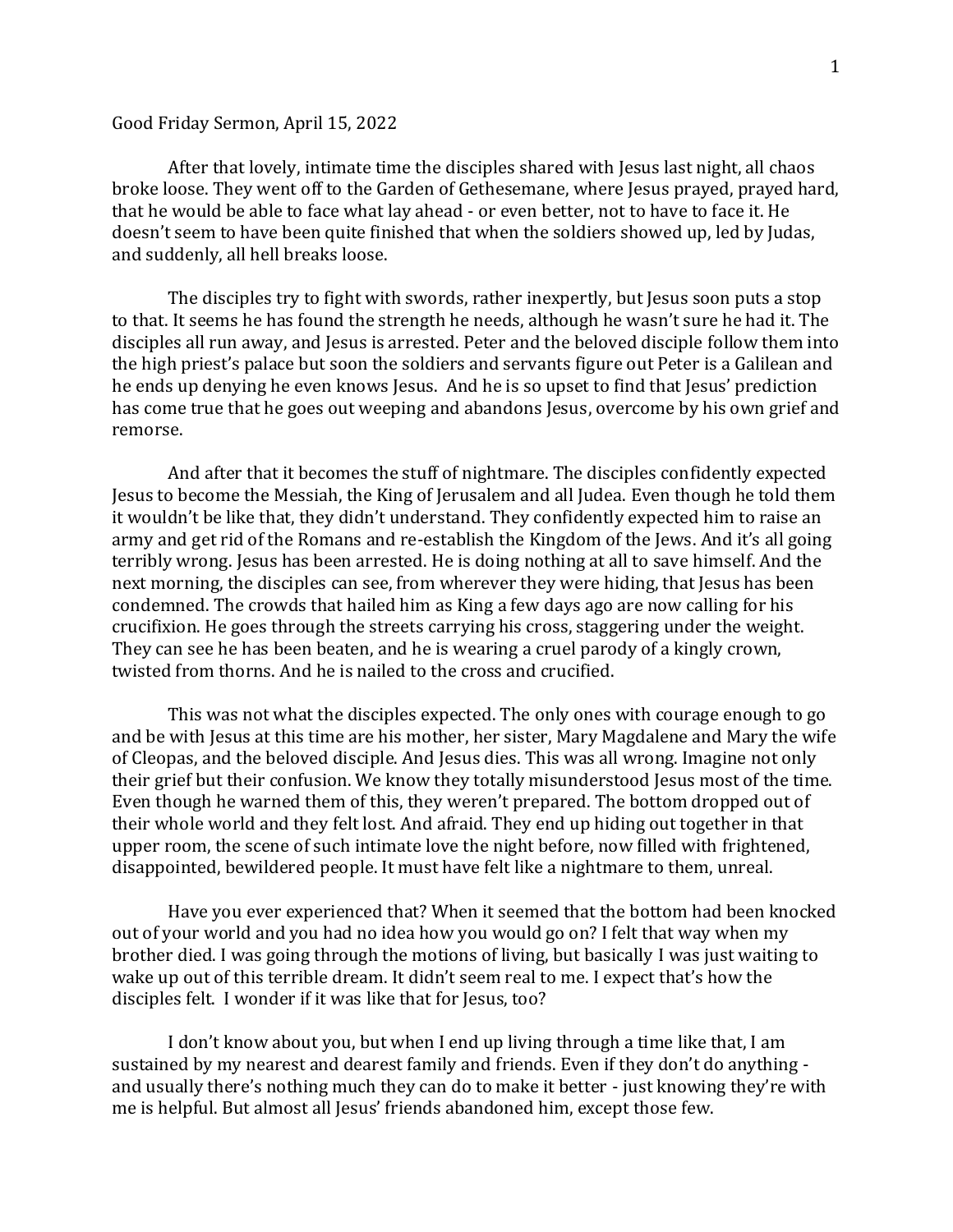Good Friday Sermon, April 15, 2022

After that lovely, intimate time the disciples shared with Jesus last night, all chaos broke loose. They went off to the Garden of Gethesemane, where Jesus prayed, prayed hard, that he would be able to face what lay ahead - or even better, not to have to face it. He doesn't seem to have been quite finished that when the soldiers showed up, led by Judas, and suddenly, all hell breaks loose.

The disciples try to fight with swords, rather inexpertly, but Jesus soon puts a stop to that. It seems he has found the strength he needs, although he wasn't sure he had it. The disciples all run away, and Jesus is arrested. Peter and the beloved disciple follow them into the high priest's palace but soon the soldiers and servants figure out Peter is a Galilean and he ends up denying he even knows Jesus. And he is so upset to find that Jesus' prediction has come true that he goes out weeping and abandons Jesus, overcome by his own grief and remorse.

And after that it becomes the stuff of nightmare. The disciples confidently expected Jesus to become the Messiah, the King of Jerusalem and all Judea. Even though he told them it wouldn't be like that, they didn't understand. They confidently expected him to raise an army and get rid of the Romans and re-establish the Kingdom of the Jews. And it's all going terribly wrong. Jesus has been arrested. He is doing nothing at all to save himself. And the next morning, the disciples can see, from wherever they were hiding, that Jesus has been condemned. The crowds that hailed him as King a few days ago are now calling for his crucifixion. He goes through the streets carrying his cross, staggering under the weight. They can see he has been beaten, and he is wearing a cruel parody of a kingly crown, twisted from thorns. And he is nailed to the cross and crucified.

This was not what the disciples expected. The only ones with courage enough to go and be with Jesus at this time are his mother, her sister, Mary Magdalene and Mary the wife of Cleopas, and the beloved disciple. And Jesus dies. This was all wrong. Imagine not only their grief but their confusion. We know they totally misunderstood Jesus most of the time. Even though he warned them of this, they weren't prepared. The bottom dropped out of their whole world and they felt lost. And afraid. They end up hiding out together in that upper room, the scene of such intimate love the night before, now filled with frightened, disappointed, bewildered people. It must have felt like a nightmare to them, unreal.

Have you ever experienced that? When it seemed that the bottom had been knocked out of your world and you had no idea how you would go on? I felt that way when my brother died. I was going through the motions of living, but basically I was just waiting to wake up out of this terrible dream. It didn't seem real to me. I expect that's how the disciples felt. I wonder if it was like that for Jesus, too?

I don't know about you, but when I end up living through a time like that, I am sustained by my nearest and dearest family and friends. Even if they don't do anything - and usually there's nothing much they can do to make it better - just knowing they're with me is helpful. But almost all Jesus' friends abandoned him, except those few.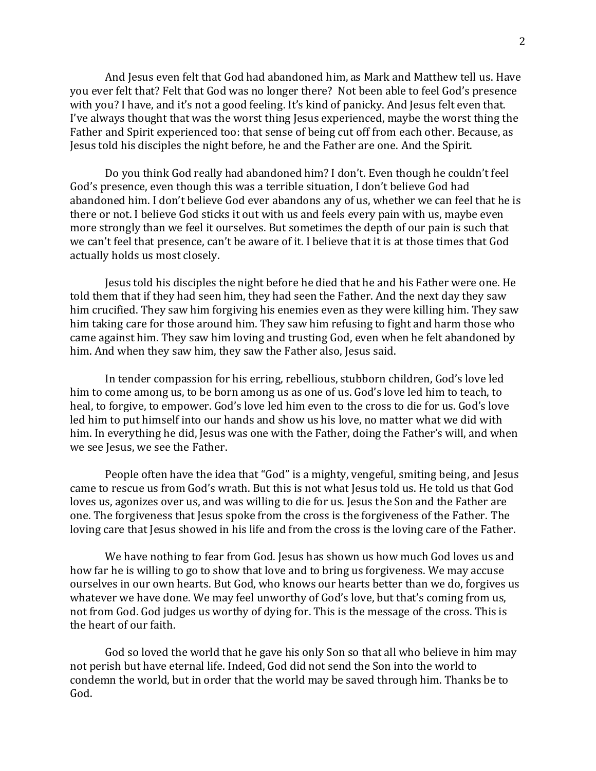And Jesus even felt that God had abandoned him, as Mark and Matthew tell us. Have you ever felt that? Felt that God was no longer there? Not been able to feel God's presence with you? I have, and it's not a good feeling. It's kind of panicky. And Jesus felt even that. I've always thought that was the worst thing Jesus experienced, maybe the worst thing the Father and Spirit experienced too: that sense of being cut off from each other. Because, as Jesus told his disciples the night before, he and the Father are one. And the Spirit.

Do you think God really had abandoned him? I don't. Even though he couldn't feel God's presence, even though this was a terrible situation, I don't believe God had abandoned him. I don't believe God ever abandons any of us, whether we can feel that he is there or not. I believe God sticks it out with us and feels every pain with us, maybe even more strongly than we feel it ourselves. But sometimes the depth of our pain is such that we can't feel that presence, can't be aware of it. I believe that it is at those times that God actually holds us most closely.

Jesus told his disciples the night before he died that he and his Father were one. He told them that if they had seen him, they had seen the Father. And the next day they saw him crucified. They saw him forgiving his enemies even as they were killing him. They saw him taking care for those around him. They saw him refusing to fight and harm those who came against him. They saw him loving and trusting God, even when he felt abandoned by him. And when they saw him, they saw the Father also, Jesus said.

In tender compassion for his erring, rebellious, stubborn children, God's love led him to come among us, to be born among us as one of us. God's love led him to teach, to heal, to forgive, to empower. God's love led him even to the cross to die for us. God's love led him to put himself into our hands and show us his love, no matter what we did with him. In everything he did, Jesus was one with the Father, doing the Father's will, and when we see Jesus, we see the Father.

People often have the idea that "God" is a mighty, vengeful, smiting being, and Jesus came to rescue us from God's wrath. But this is not what Jesus told us. He told us that God loves us, agonizes over us, and was willing to die for us. Jesus the Son and the Father are one. The forgiveness that Jesus spoke from the cross is the forgiveness of the Father. The loving care that Jesus showed in his life and from the cross is the loving care of the Father.

We have nothing to fear from God. Jesus has shown us how much God loves us and how far he is willing to go to show that love and to bring us forgiveness. We may accuse ourselves in our own hearts. But God, who knows our hearts better than we do, forgives us whatever we have done. We may feel unworthy of God's love, but that's coming from us, not from God. God judges us worthy of dying for. This is the message of the cross. This is the heart of our faith.

God so loved the world that he gave his only Son so that all who believe in him may not perish but have eternal life. Indeed, God did not send the Son into the world to condemn the world, but in order that the world may be saved through him. Thanks be to God.